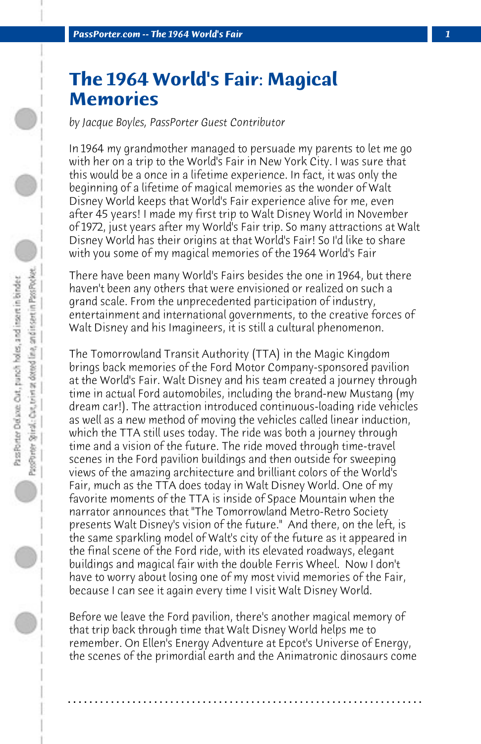# The 1964 World's Fair: Magical Memories

*by Jacque Boyles, PassPorter Guest Contributor*

In 1964 my grandmother managed to persuade my parents to let me go with her on a trip to the World's Fair in New York City. I was sure that this would be a once in a lifetime experience. In fact, it was only the beginning of a lifetime of magical memories as the wonder of Walt Disney World keeps that World's Fair experience alive for me, even after 45 years! I made my first trip to Walt Disney World in November of 1972, just years after my World's Fair trip. So many attractions at Walt Disney World has their origins at that World's Fair! So I'd like to share with you some of my magical memories of the 1964 World's Fair

There have been many World's Fairs besides the one in 1964, but there haven't been any others that were envisioned or realized on such a grand scale. From the unprecedented participation of industry, entertainment and international governments, to the creative forces of Walt Disney and his Imagineers, it is still a cultural phenomenon.

The Tomorrowland Transit Authority (TTA) in the Magic Kingdom brings back memories of the Ford Motor Company-sponsored pavilion at the World's Fair. Walt Disney and his team created a journey through time in actual Ford automobiles, including the brand-new Mustang (my dream car!). The attraction introduced continuous-loading ride vehicles as well as a new method of moving the vehicles called linear induction, which the TTA still uses today. The ride was both a journey through time and a vision of the future. The ride moved through time-travel scenes in the Ford pavilion buildings and then outside for sweeping views of the amazing architecture and brilliant colors of the World's Fair, much as the TTA does today in Walt Disney World. One of my favorite moments of the TTA is inside of Space Mountain when the narrator announces that "The Tomorrowland Metro-Retro Society presents Walt Disney's vision of the future." And there, on the left, is the same sparkling model of Walt's city of the future as it appeared in the final scene of the Ford ride, with its elevated roadways, elegant buildings and magical fair with the double Ferris Wheel. Now I don't have to worry about losing one of my most vivid memories of the Fair, because I can see it again every time I visit Walt Disney World.

Before we leave the Ford pavilion, there's another magical memory of that trip back through time that Walt Disney World helps me to remember. On Ellen's Energy Adventure at Epcot's Universe of Energy, the scenes of the primordial earth and the Animatronic dinosaurs come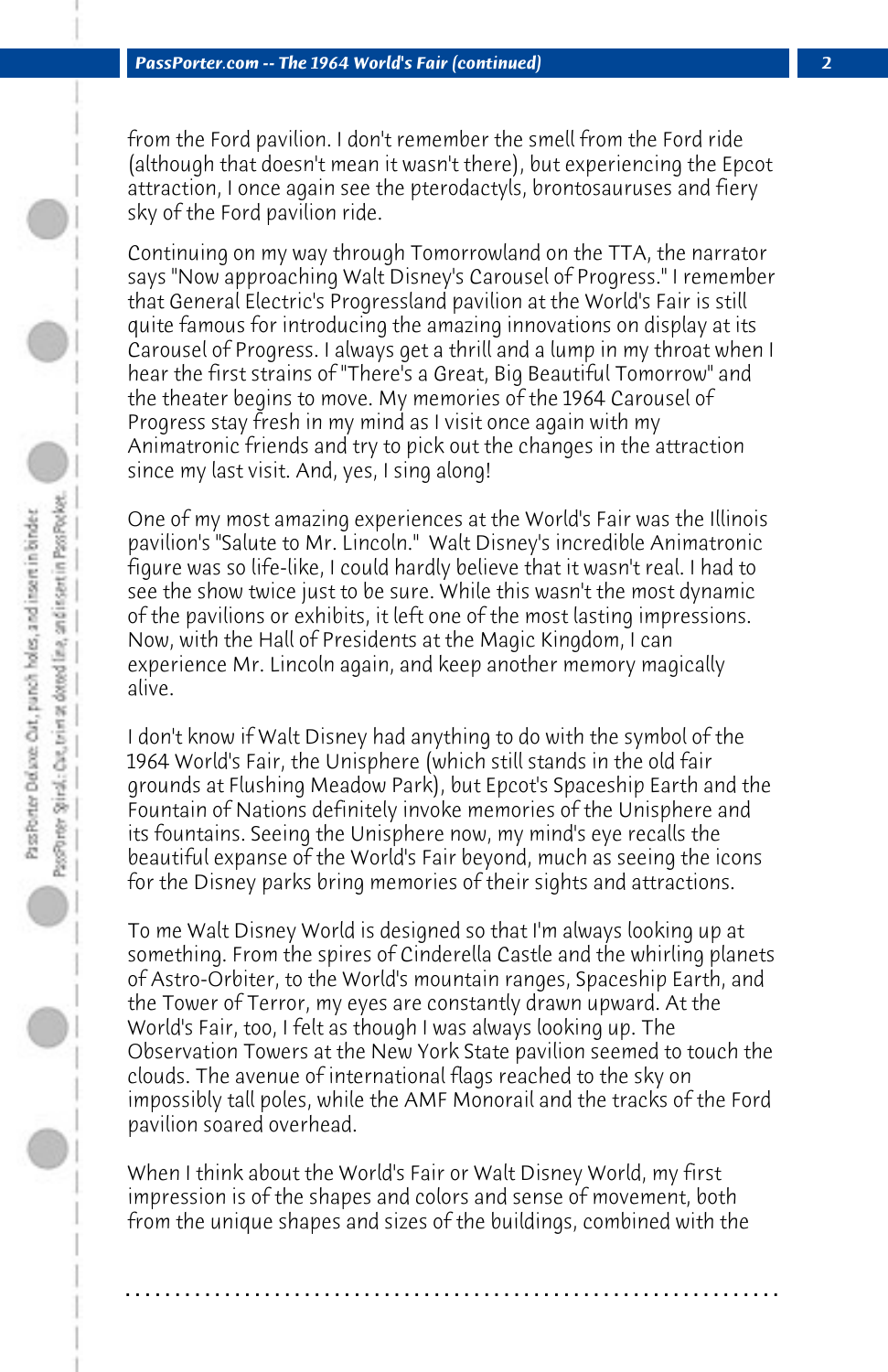from the Ford pavilion. I don't remember the smell from the Ford ride (although that doesn't mean it wasn't there), but experiencing the Epcot attraction, I once again see the pterodactyls, brontosauruses and fiery sky of the Ford pavilion ride.

Continuing on my way through Tomorrowland on the TTA, the narrator says "Now approaching Walt Disney's Carousel of Progress." I remember that General Electric's Progressland pavilion at the World's Fair is still quite famous for introducing the amazing innovations on display at its Carousel of Progress. I always get a thrill and a lump in my throat when I hear the first strains of "There's a Great, Big Beautiful Tomorrow" and the theater begins to move. My memories of the 1964 Carousel of Progress stay fresh in my mind as I visit once again with my Animatronic friends and try to pick out the changes in the attraction since my last visit. And, yes, I sing along!

One of my most amazing experiences at the World's Fair was the Illinois pavilion's "Salute to Mr. Lincoln." Walt Disney's incredible Animatronic figure was so life-like, I could hardly believe that it wasn't real. I had to see the show twice just to be sure. While this wasn't the most dynamic of the pavilions or exhibits, it left one of the most lasting impressions. Now, with the Hall of Presidents at the Magic Kingdom, I can experience Mr. Lincoln again, and keep another memory magically alive.

I don't know if Walt Disney had anything to do with the symbol of the 1964 World's Fair, the Unisphere (which still stands in the old fair grounds at Flushing Meadow Park), but Epcot's Spaceship Earth and the Fountain of Nations definitely invoke memories of the Unisphere and its fountains. Seeing the Unisphere now, my mind's eye recalls the beautiful expanse of the World's Fair beyond, much as seeing the icons for the Disney parks bring memories of their sights and attractions.

To me Walt Disney World is designed so that I'm always looking up at something. From the spires of Cinderella Castle and the whirling planets of Astro-Orbiter, to the World's mountain ranges, Spaceship Earth, and the Tower of Terror, my eyes are constantly drawn upward. At the World's Fair, too, I felt as though I was always looking up. The Observation Towers at the New York State pavilion seemed to touch the clouds. The avenue of international flags reached to the sky on impossibly tall poles, while the AMF Monorail and the tracks of the Ford pavilion soared overhead.

When I think about the World's Fair or Walt Disney World, my first impression is of the shapes and colors and sense of movement, both from the unique shapes and sizes of the buildings, combined with the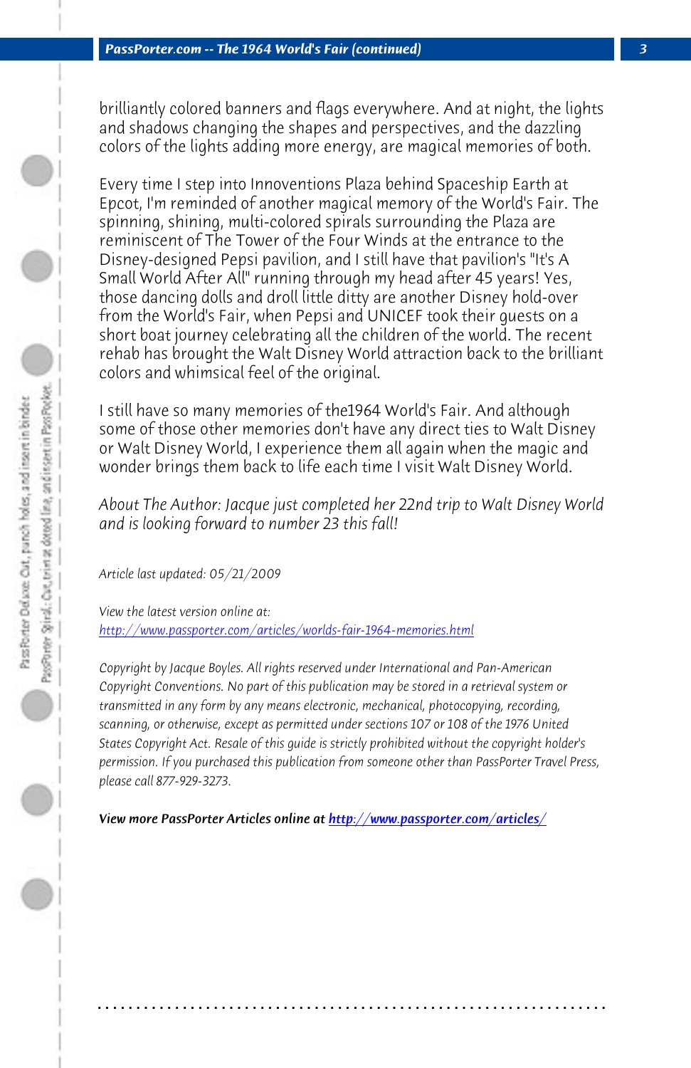brilliantly colored banners and flags everywhere. And at night, the lights and shadows changing the shapes and perspectives, and the dazzling colors of the lights adding more energy, are magical memories of both.

Every time I step into Innoventions Plaza behind Spaceship Earth at Epcot, I'm reminded of another magical memory of the World's Fair. The spinning, shining, multi-colored spirals surrounding the Plaza are reminiscent of The Tower of the Four Winds at the entrance to the Disney-designed Pepsi pavilion, and I still have that pavilion's "It's A Small World After All" running through my head after 45 years! Yes, those dancing dolls and droll little ditty are another Disney hold-over from the World's Fair, when Pepsi and UNICEF took their guests on a short boat journey celebrating all the children of the world. The recent rehab has brought the Walt Disney World attraction back to the brilliant colors and whimsical feel of the original.

I still have so many memories of the1964 World's Fair. And although some of those other memories don't have any direct ties to Walt Disney or Walt Disney World, I experience them all again when the magic and wonder brings them back to life each time I visit Walt Disney World.

*About The Author: Jacque just completed her 22nd trip to Walt Disney World and is looking forward to number 23 this fall!*

*Article last updated: 05/21/2009*

*View the latest version online at:*
*http://www.passporter.com/articles/worlds-fair-1964-memories.html*

*Copyright by Jacque Boyles. All rights reserved under International and Pan-American Copyright Conventions. No part of this publication may be stored in a retrieval system or transmitted in any form by any means electronic, mechanical, photocopying, recording, scanning, or otherwise, except as permitted under sections 107 or 108 of the 1976 United States Copyright Act. Resale of this guide is strictly prohibited without the copyright holder's permission. If you purchased this publication from someone other than PassPorter Travel Press, please call 877-929-3273.*

***View more PassPorter Articles online at http://www.passporter.com/articles/***